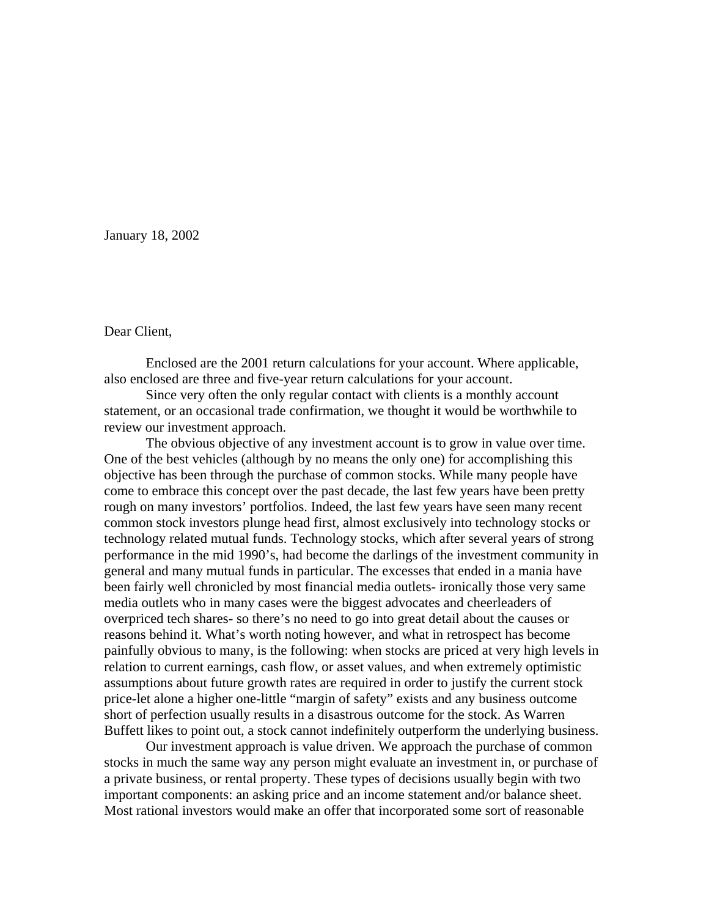January 18, 2002

Dear Client,

Enclosed are the 2001 return calculations for your account. Where applicable, also enclosed are three and five-year return calculations for your account.

Since very often the only regular contact with clients is a monthly account statement, or an occasional trade confirmation, we thought it would be worthwhile to review our investment approach.

The obvious objective of any investment account is to grow in value over time. One of the best vehicles (although by no means the only one) for accomplishing this objective has been through the purchase of common stocks. While many people have come to embrace this concept over the past decade, the last few years have been pretty rough on many investors' portfolios. Indeed, the last few years have seen many recent common stock investors plunge head first, almost exclusively into technology stocks or technology related mutual funds. Technology stocks, which after several years of strong performance in the mid 1990's, had become the darlings of the investment community in general and many mutual funds in particular. The excesses that ended in a mania have been fairly well chronicled by most financial media outlets- ironically those very same media outlets who in many cases were the biggest advocates and cheerleaders of overpriced tech shares- so there's no need to go into great detail about the causes or reasons behind it. What's worth noting however, and what in retrospect has become painfully obvious to many, is the following: when stocks are priced at very high levels in relation to current earnings, cash flow, or asset values, and when extremely optimistic assumptions about future growth rates are required in order to justify the current stock price-let alone a higher one-little "margin of safety" exists and any business outcome short of perfection usually results in a disastrous outcome for the stock. As Warren Buffett likes to point out, a stock cannot indefinitely outperform the underlying business.

Our investment approach is value driven. We approach the purchase of common stocks in much the same way any person might evaluate an investment in, or purchase of a private business, or rental property. These types of decisions usually begin with two important components: an asking price and an income statement and/or balance sheet. Most rational investors would make an offer that incorporated some sort of reasonable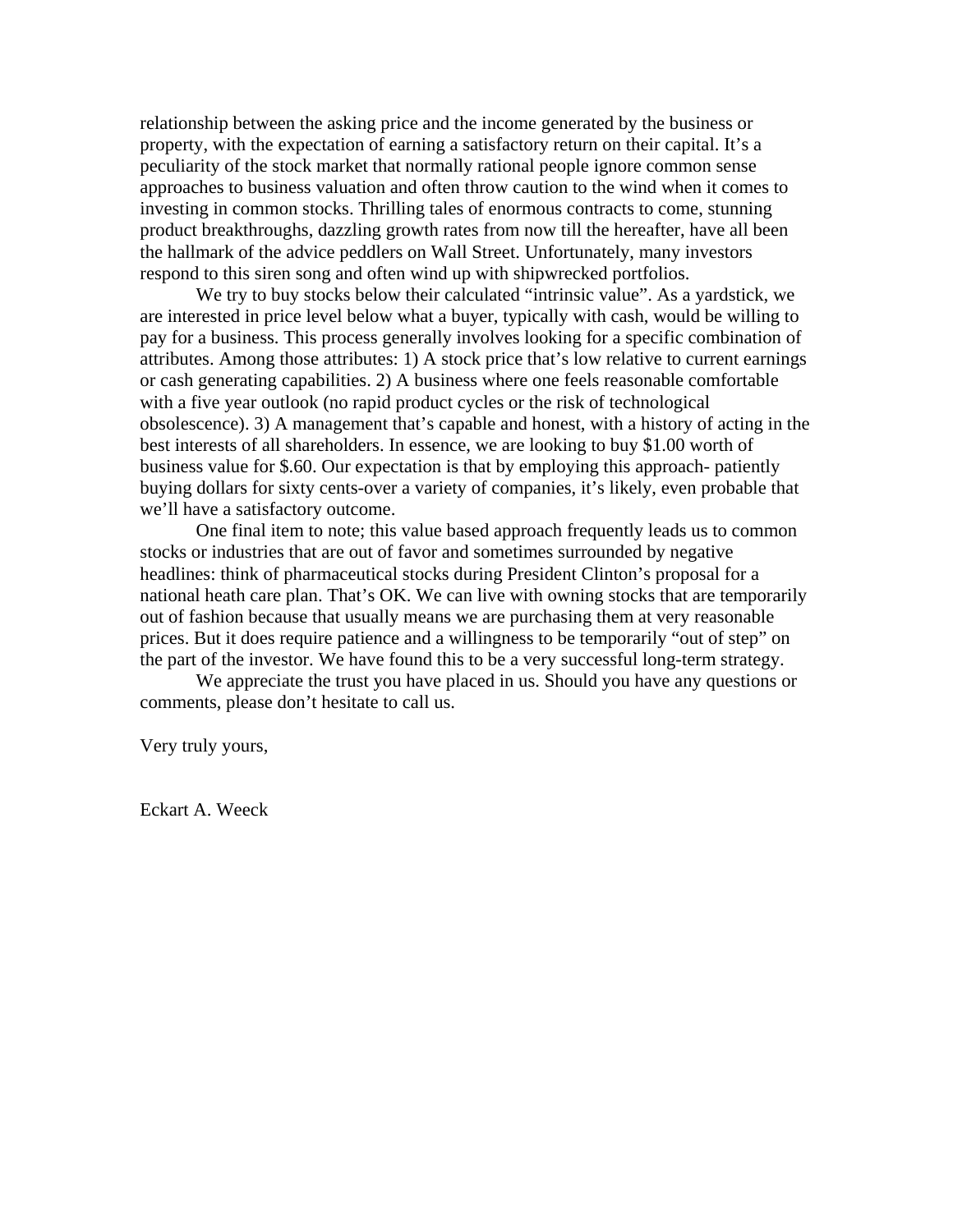relationship between the asking price and the income generated by the business or property, with the expectation of earning a satisfactory return on their capital. It's a peculiarity of the stock market that normally rational people ignore common sense approaches to business valuation and often throw caution to the wind when it comes to investing in common stocks. Thrilling tales of enormous contracts to come, stunning product breakthroughs, dazzling growth rates from now till the hereafter, have all been the hallmark of the advice peddlers on Wall Street. Unfortunately, many investors respond to this siren song and often wind up with shipwrecked portfolios.

We try to buy stocks below their calculated "intrinsic value". As a yardstick, we are interested in price level below what a buyer, typically with cash, would be willing to pay for a business. This process generally involves looking for a specific combination of attributes. Among those attributes: 1) A stock price that's low relative to current earnings or cash generating capabilities. 2) A business where one feels reasonable comfortable with a five year outlook (no rapid product cycles or the risk of technological obsolescence). 3) A management that's capable and honest, with a history of acting in the best interests of all shareholders. In essence, we are looking to buy $1.00 worth of business value for $.60. Our expectation is that by employing this approach- patiently buying dollars for sixty cents-over a variety of companies, it's likely, even probable that we'll have a satisfactory outcome.

One final item to note; this value based approach frequently leads us to common stocks or industries that are out of favor and sometimes surrounded by negative headlines: think of pharmaceutical stocks during President Clinton's proposal for a national heath care plan. That's OK. We can live with owning stocks that are temporarily out of fashion because that usually means we are purchasing them at very reasonable prices. But it does require patience and a willingness to be temporarily "out of step" on the part of the investor. We have found this to be a very successful long-term strategy.

We appreciate the trust you have placed in us. Should you have any questions or comments, please don't hesitate to call us.

Very truly yours,

Eckart A. Weeck